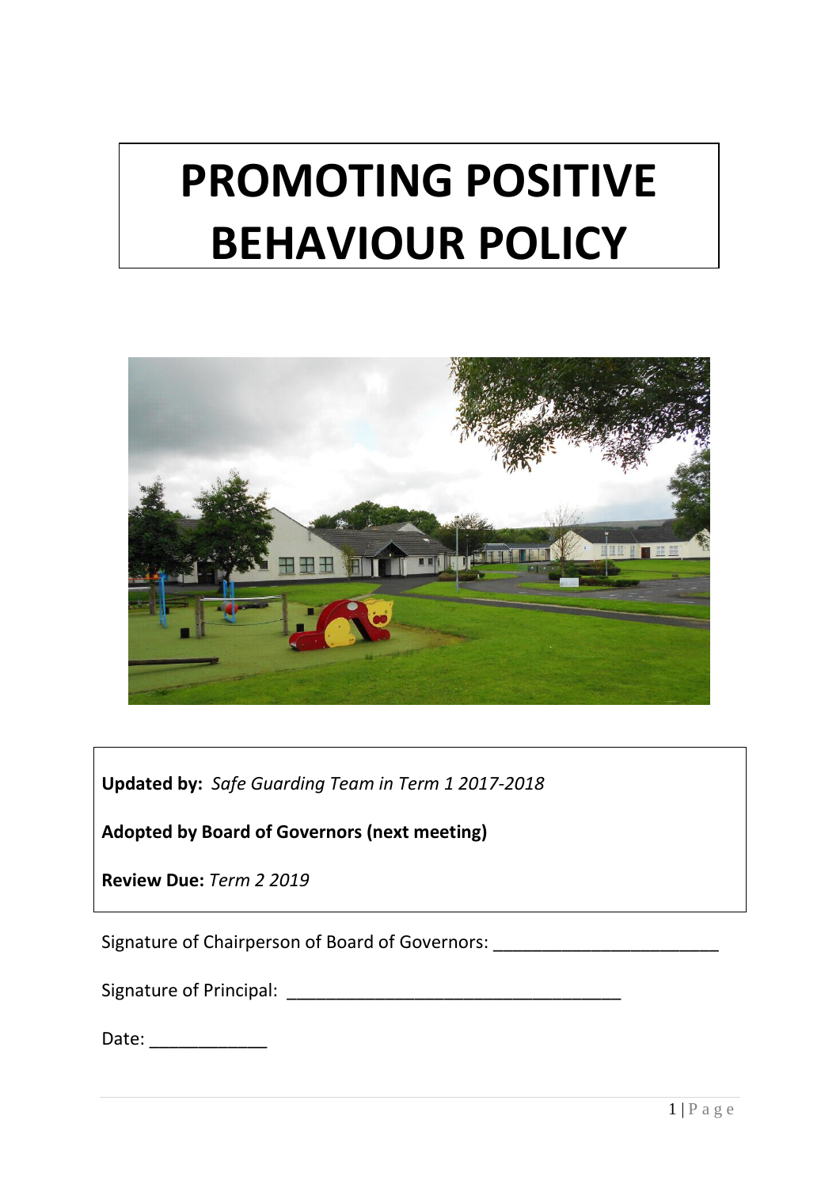# PROMOTING POSITIVE BEHAVIOUR POLICY

**Updated by:** *Safe Guarding Team in Term 1 2017-2018*

**Adopted by Board of Governors (next meeting)**

**Review Due:** *Term 2 2019*

Signature of Chairperson of Board of Governors: ______________________

Signature of Principal: ________________________________

Date: ___________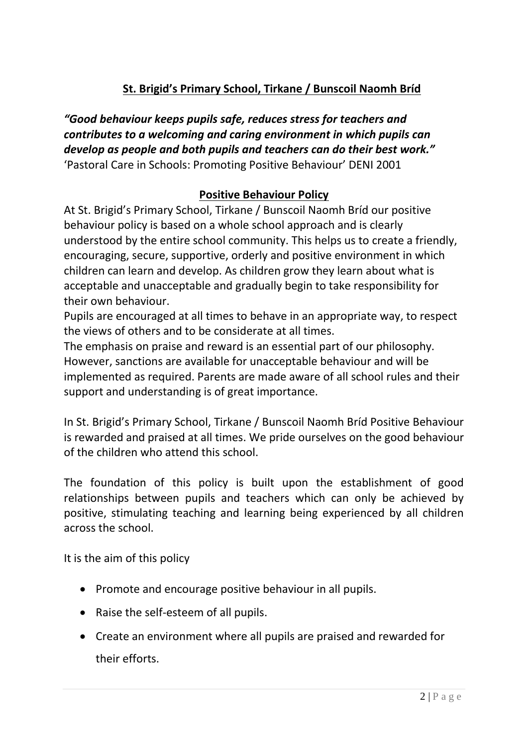## St. Brigid's Primary School, Tirkane / Bunscoil Naomh Bríd

***"Good behaviour keeps pupils safe, reduces stress for teachers and contributes to a welcoming and caring environment in which pupils can develop as people and both pupils and teachers can do their best work."***
'Pastoral Care in Schools: Promoting Positive Behaviour' DENI 2001

### Positive Behaviour Policy

At St. Brigid's Primary School, Tirkane / Bunscoil Naomh Bríd our positive behaviour policy is based on a whole school approach and is clearly understood by the entire school community. This helps us to create a friendly, encouraging, secure, supportive, orderly and positive environment in which children can learn and develop. As children grow they learn about what is acceptable and unacceptable and gradually begin to take responsibility for their own behaviour.

Pupils are encouraged at all times to behave in an appropriate way, to respect the views of others and to be considerate at all times.

The emphasis on praise and reward is an essential part of our philosophy. However, sanctions are available for unacceptable behaviour and will be implemented as required. Parents are made aware of all school rules and their support and understanding is of great importance.

In St. Brigid's Primary School, Tirkane / Bunscoil Naomh Bríd Positive Behaviour is rewarded and praised at all times. We pride ourselves on the good behaviour of the children who attend this school.

The foundation of this policy is built upon the establishment of good relationships between pupils and teachers which can only be achieved by positive, stimulating teaching and learning being experienced by all children across the school.

It is the aim of this policy

- Promote and encourage positive behaviour in all pupils.
- Raise the self-esteem of all pupils.
- Create an environment where all pupils are praised and rewarded for their efforts.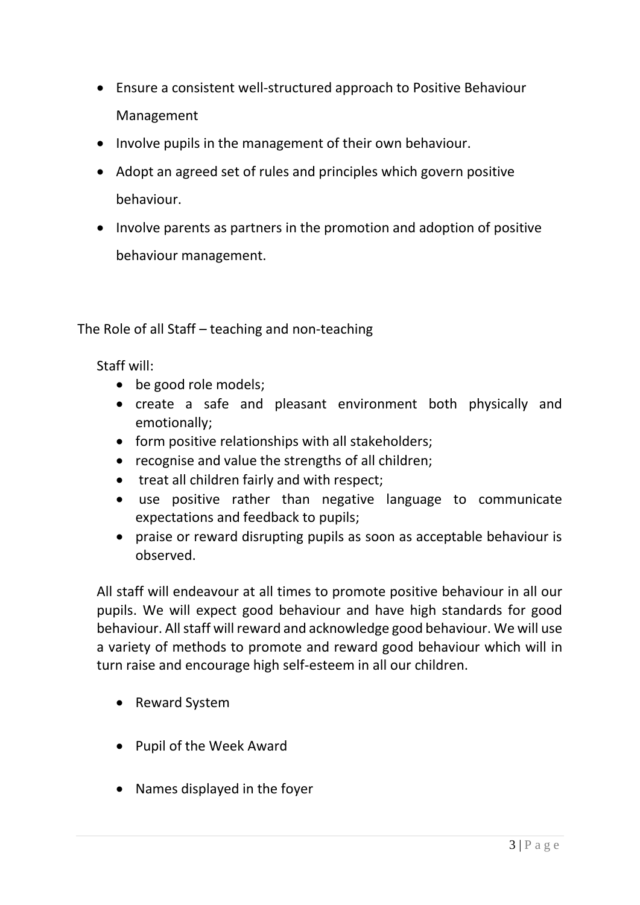- Ensure a consistent well-structured approach to Positive Behaviour Management
- Involve pupils in the management of their own behaviour.
- Adopt an agreed set of rules and principles which govern positive behaviour.
- Involve parents as partners in the promotion and adoption of positive behaviour management.

The Role of all Staff – teaching and non-teaching

Staff will:

- be good role models;
- create a safe and pleasant environment both physically and emotionally;
- form positive relationships with all stakeholders;
- recognise and value the strengths of all children;
- treat all children fairly and with respect;
- use positive rather than negative language to communicate expectations and feedback to pupils;
- praise or reward disrupting pupils as soon as acceptable behaviour is observed.

All staff will endeavour at all times to promote positive behaviour in all our pupils. We will expect good behaviour and have high standards for good behaviour. All staff will reward and acknowledge good behaviour. We will use a variety of methods to promote and reward good behaviour which will in turn raise and encourage high self-esteem in all our children.

- Reward System
- Pupil of the Week Award
- Names displayed in the foyer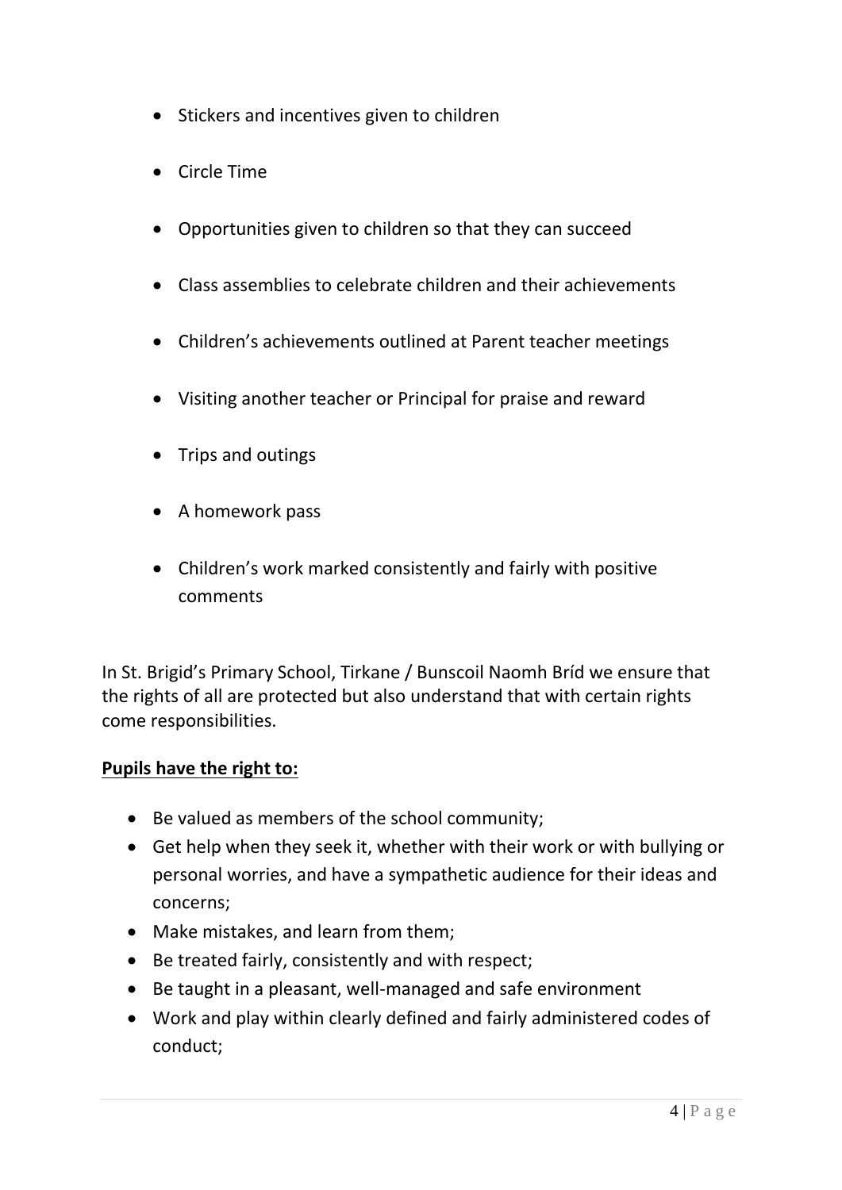- Stickers and incentives given to children
- Circle Time
- Opportunities given to children so that they can succeed
- Class assemblies to celebrate children and their achievements
- Children's achievements outlined at Parent teacher meetings
- Visiting another teacher or Principal for praise and reward
- Trips and outings
- A homework pass
- Children's work marked consistently and fairly with positive comments

In St. Brigid's Primary School, Tirkane / Bunscoil Naomh Bríd we ensure that the rights of all are protected but also understand that with certain rights come responsibilities.

**Pupils have the right to:**

- Be valued as members of the school community;
- Get help when they seek it, whether with their work or with bullying or personal worries, and have a sympathetic audience for their ideas and concerns;
- Make mistakes, and learn from them;
- Be treated fairly, consistently and with respect;
- Be taught in a pleasant, well-managed and safe environment
- Work and play within clearly defined and fairly administered codes of conduct;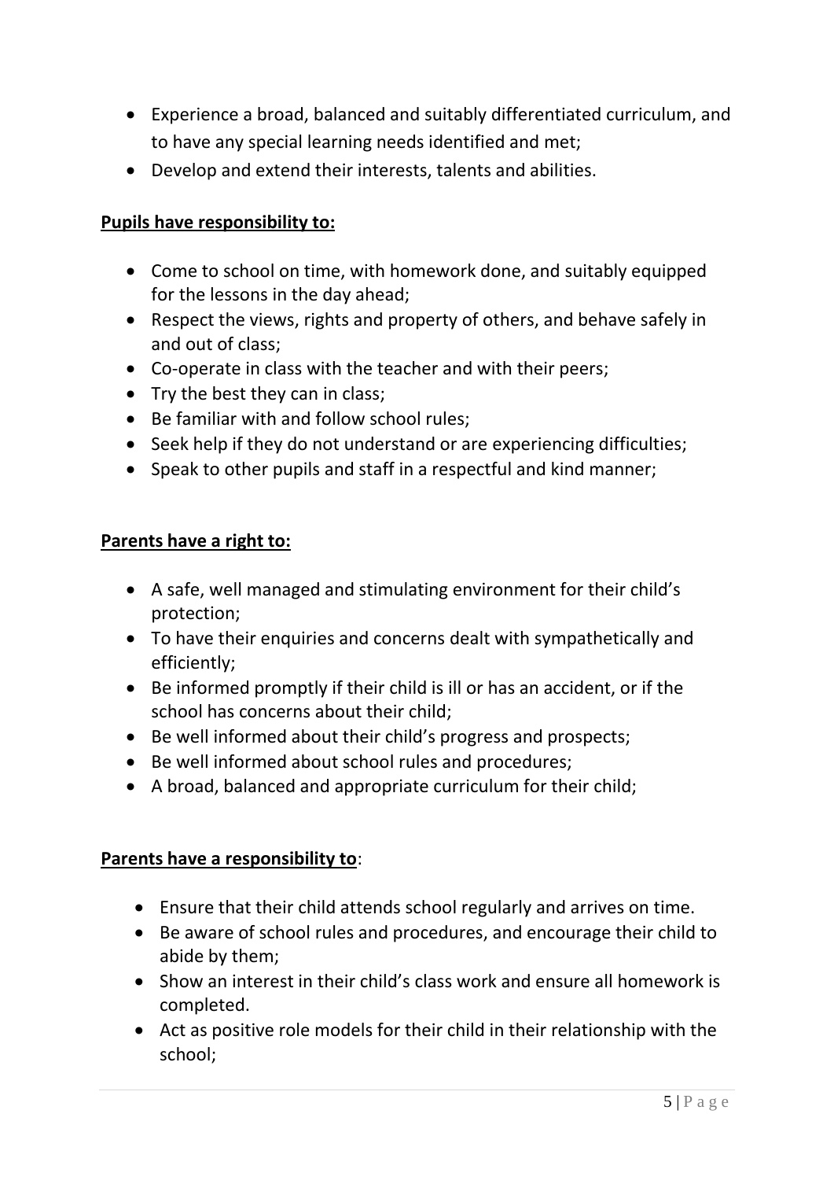- Experience a broad, balanced and suitably differentiated curriculum, and to have any special learning needs identified and met;
- Develop and extend their interests, talents and abilities.

**Pupils have responsibility to:**

- Come to school on time, with homework done, and suitably equipped for the lessons in the day ahead;
- Respect the views, rights and property of others, and behave safely in and out of class;
- Co-operate in class with the teacher and with their peers;
- Try the best they can in class;
- Be familiar with and follow school rules;
- Seek help if they do not understand or are experiencing difficulties;
- Speak to other pupils and staff in a respectful and kind manner;

**Parents have a right to:**

- A safe, well managed and stimulating environment for their child's protection;
- To have their enquiries and concerns dealt with sympathetically and efficiently;
- Be informed promptly if their child is ill or has an accident, or if the school has concerns about their child;
- Be well informed about their child's progress and prospects;
- Be well informed about school rules and procedures;
- A broad, balanced and appropriate curriculum for their child;

**Parents have a responsibility to**:

- Ensure that their child attends school regularly and arrives on time.
- Be aware of school rules and procedures, and encourage their child to abide by them;
- Show an interest in their child's class work and ensure all homework is completed.
- Act as positive role models for their child in their relationship with the school;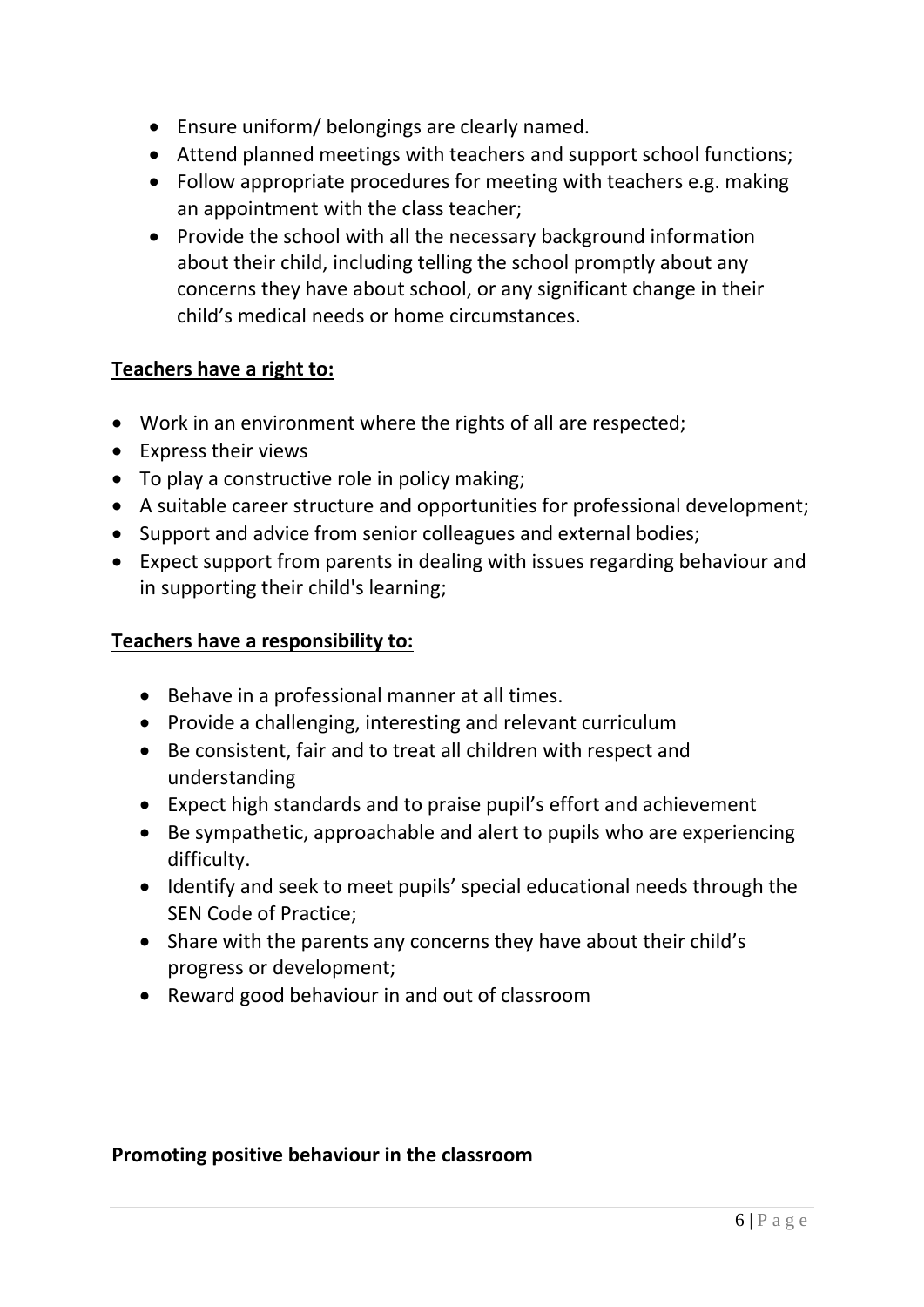- Ensure uniform/ belongings are clearly named.
- Attend planned meetings with teachers and support school functions;
- Follow appropriate procedures for meeting with teachers e.g. making an appointment with the class teacher;
- Provide the school with all the necessary background information about their child, including telling the school promptly about any concerns they have about school, or any significant change in their child's medical needs or home circumstances.

**Teachers have a right to:**

- Work in an environment where the rights of all are respected;
- Express their views
- To play a constructive role in policy making;
- A suitable career structure and opportunities for professional development;
- Support and advice from senior colleagues and external bodies;
- Expect support from parents in dealing with issues regarding behaviour and in supporting their child's learning;

**Teachers have a responsibility to:**

- Behave in a professional manner at all times.
- Provide a challenging, interesting and relevant curriculum
- Be consistent, fair and to treat all children with respect and understanding
- Expect high standards and to praise pupil's effort and achievement
- Be sympathetic, approachable and alert to pupils who are experiencing difficulty.
- Identify and seek to meet pupils' special educational needs through the SEN Code of Practice;
- Share with the parents any concerns they have about their child's progress or development;
- Reward good behaviour in and out of classroom

**Promoting positive behaviour in the classroom**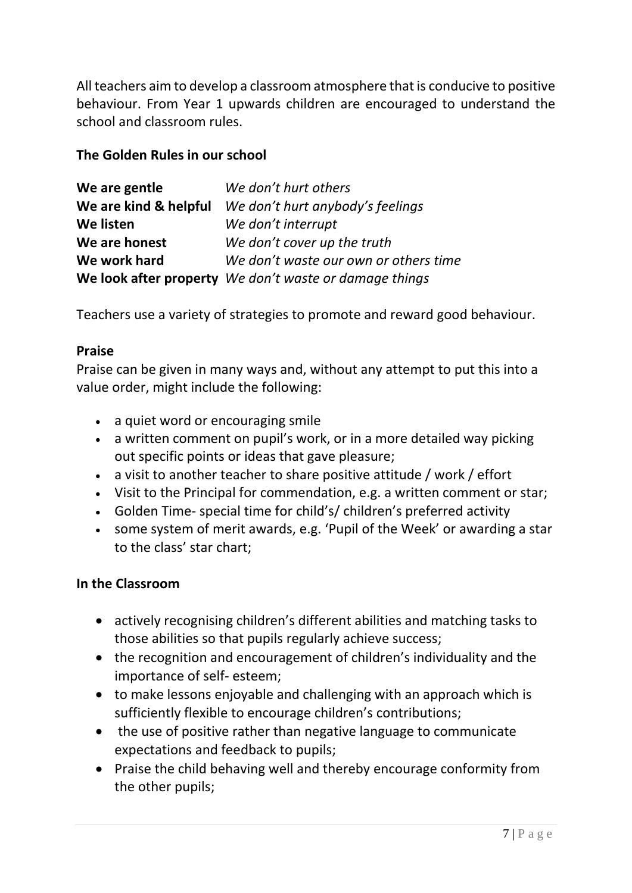All teachers aim to develop a classroom atmosphere that is conducive to positive behaviour. From Year 1 upwards children are encouraged to understand the school and classroom rules.

**The Golden Rules in our school**

| | |
|---|---|
| **We are gentle** | *We don't hurt others* |
| **We are kind & helpful** | *We don't hurt anybody's feelings* |
| **We listen** | *We don't interrupt* |
| **We are honest** | *We don't cover up the truth* |
| **We work hard** | *We don't waste our own or others time* |
| **We look after property** | *We don't waste or damage things* |

Teachers use a variety of strategies to promote and reward good behaviour.

**Praise**

Praise can be given in many ways and, without any attempt to put this into a value order, might include the following:

- a quiet word or encouraging smile
- a written comment on pupil's work, or in a more detailed way picking out specific points or ideas that gave pleasure;
- a visit to another teacher to share positive attitude / work / effort
- Visit to the Principal for commendation, e.g. a written comment or star;
- Golden Time- special time for child's/ children's preferred activity
- some system of merit awards, e.g. 'Pupil of the Week' or awarding a star to the class' star chart;

**In the Classroom**

- actively recognising children's different abilities and matching tasks to those abilities so that pupils regularly achieve success;
- the recognition and encouragement of children's individuality and the importance of self- esteem;
- to make lessons enjoyable and challenging with an approach which is sufficiently flexible to encourage children's contributions;
- the use of positive rather than negative language to communicate expectations and feedback to pupils;
- Praise the child behaving well and thereby encourage conformity from the other pupils;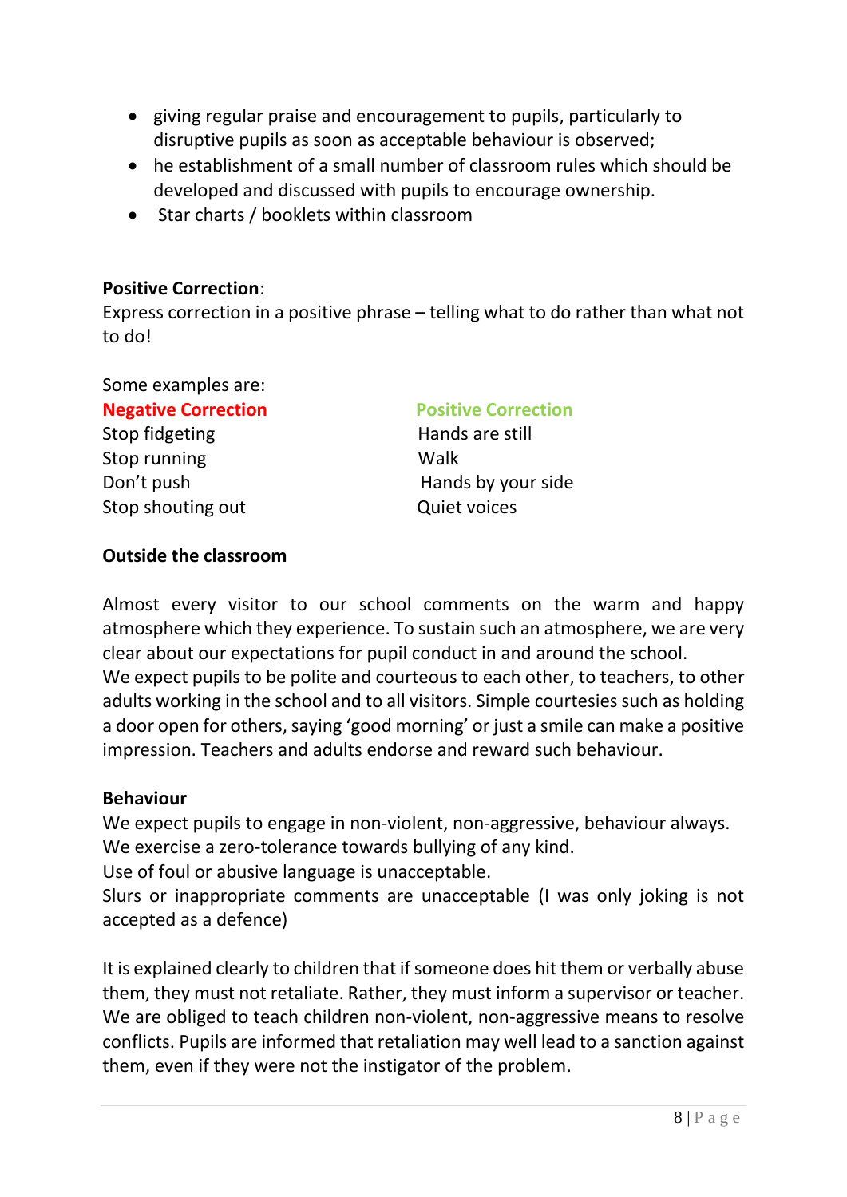- giving regular praise and encouragement to pupils, particularly to disruptive pupils as soon as acceptable behaviour is observed;
- he establishment of a small number of classroom rules which should be developed and discussed with pupils to encourage ownership.
- Star charts / booklets within classroom

**Positive Correction**:
Express correction in a positive phrase – telling what to do rather than what not to do!

Some examples are:

| Negative Correction | Positive Correction |
| --- | --- |
| Stop fidgeting | Hands are still |
| Stop running | Walk |
| Don't push | Hands by your side |
| Stop shouting out | Quiet voices |

**Outside the classroom**

Almost every visitor to our school comments on the warm and happy atmosphere which they experience. To sustain such an atmosphere, we are very clear about our expectations for pupil conduct in and around the school.
We expect pupils to be polite and courteous to each other, to teachers, to other adults working in the school and to all visitors. Simple courtesies such as holding a door open for others, saying 'good morning' or just a smile can make a positive impression. Teachers and adults endorse and reward such behaviour.

**Behaviour**
We expect pupils to engage in non-violent, non-aggressive, behaviour always.
We exercise a zero-tolerance towards bullying of any kind.
Use of foul or abusive language is unacceptable.
Slurs or inappropriate comments are unacceptable (I was only joking is not accepted as a defence)

It is explained clearly to children that if someone does hit them or verbally abuse them, they must not retaliate. Rather, they must inform a supervisor or teacher. We are obliged to teach children non-violent, non-aggressive means to resolve conflicts. Pupils are informed that retaliation may well lead to a sanction against them, even if they were not the instigator of the problem.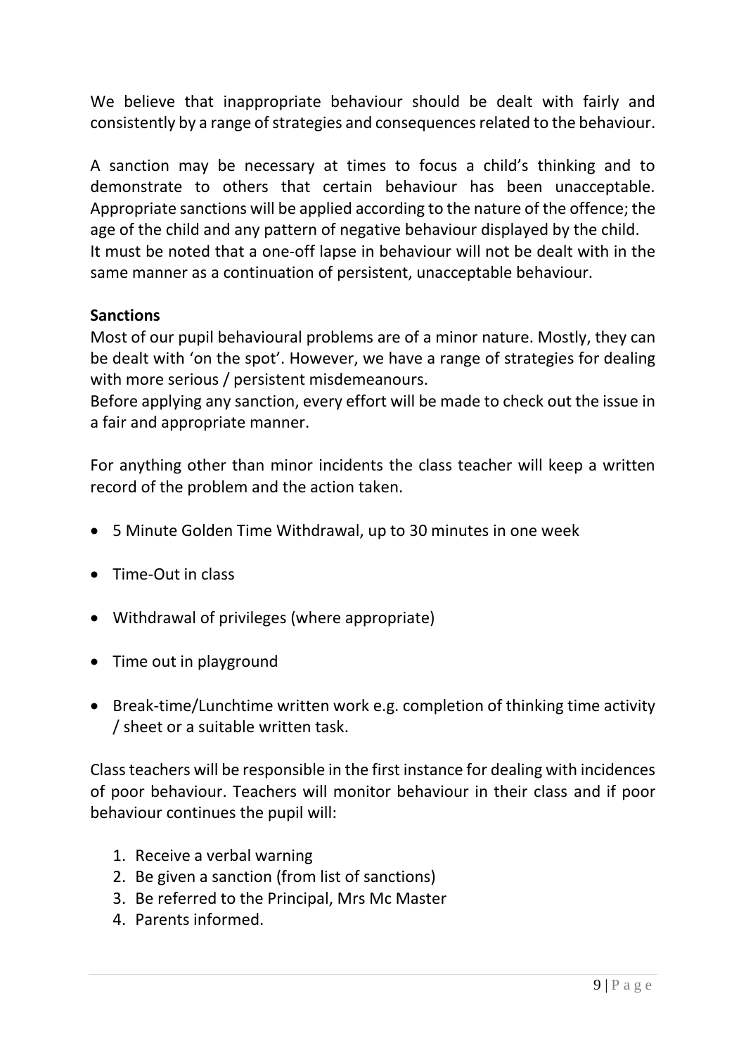We believe that inappropriate behaviour should be dealt with fairly and consistently by a range of strategies and consequences related to the behaviour.

A sanction may be necessary at times to focus a child's thinking and to demonstrate to others that certain behaviour has been unacceptable. Appropriate sanctions will be applied according to the nature of the offence; the age of the child and any pattern of negative behaviour displayed by the child. It must be noted that a one-off lapse in behaviour will not be dealt with in the same manner as a continuation of persistent, unacceptable behaviour.

**Sanctions**

Most of our pupil behavioural problems are of a minor nature. Mostly, they can be dealt with 'on the spot'. However, we have a range of strategies for dealing with more serious / persistent misdemeanours.

Before applying any sanction, every effort will be made to check out the issue in a fair and appropriate manner.

For anything other than minor incidents the class teacher will keep a written record of the problem and the action taken.

- 5 Minute Golden Time Withdrawal, up to 30 minutes in one week
- Time-Out in class
- Withdrawal of privileges (where appropriate)
- Time out in playground
- Break-time/Lunchtime written work e.g. completion of thinking time activity / sheet or a suitable written task.

Class teachers will be responsible in the first instance for dealing with incidences of poor behaviour. Teachers will monitor behaviour in their class and if poor behaviour continues the pupil will:

1. Receive a verbal warning
2. Be given a sanction (from list of sanctions)
3. Be referred to the Principal, Mrs Mc Master
4. Parents informed.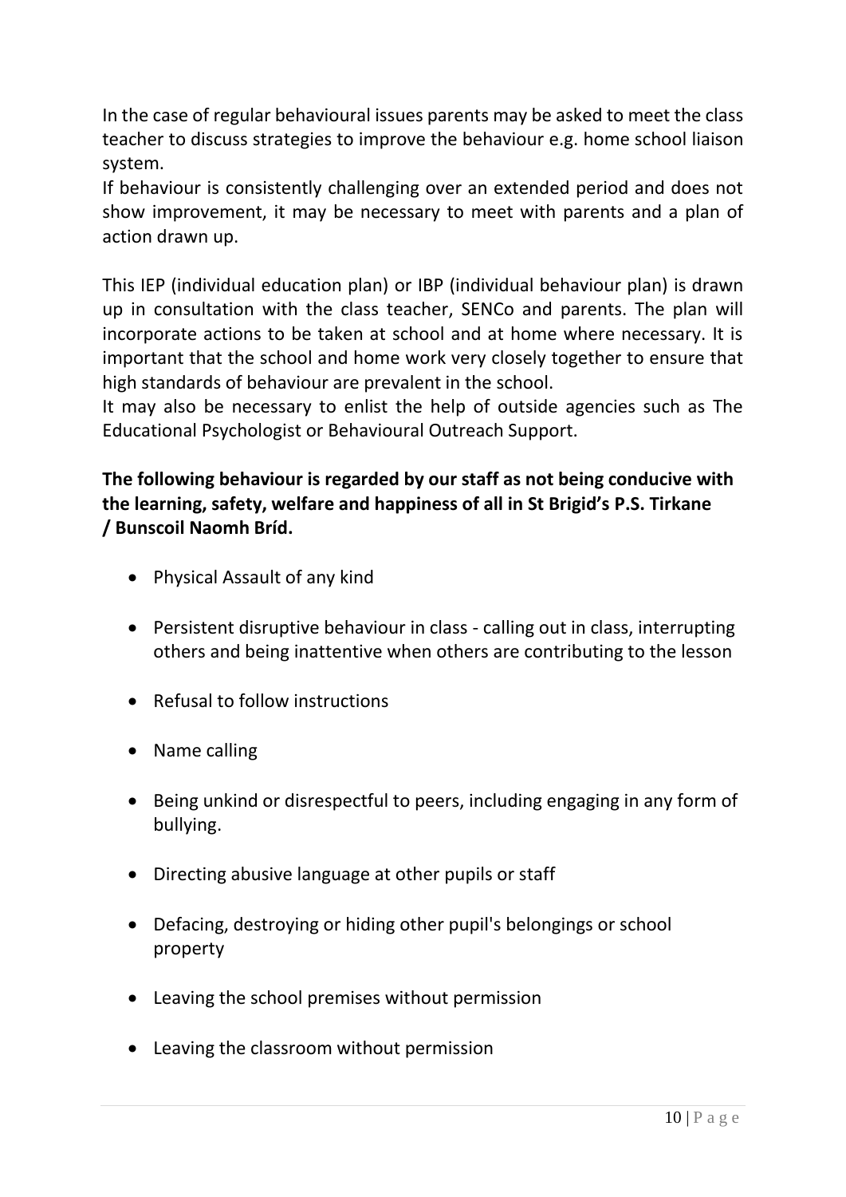In the case of regular behavioural issues parents may be asked to meet the class teacher to discuss strategies to improve the behaviour e.g. home school liaison system.
If behaviour is consistently challenging over an extended period and does not show improvement, it may be necessary to meet with parents and a plan of action drawn up.

This IEP (individual education plan) or IBP (individual behaviour plan) is drawn up in consultation with the class teacher, SENCo and parents. The plan will incorporate actions to be taken at school and at home where necessary. It is important that the school and home work very closely together to ensure that high standards of behaviour are prevalent in the school.
It may also be necessary to enlist the help of outside agencies such as The Educational Psychologist or Behavioural Outreach Support.

**The following behaviour is regarded by our staff as not being conducive with the learning, safety, welfare and happiness of all in St Brigid's P.S. Tirkane / Bunscoil Naomh Bríd.**

- Physical Assault of any kind
- Persistent disruptive behaviour in class - calling out in class, interrupting others and being inattentive when others are contributing to the lesson
- Refusal to follow instructions
- Name calling
- Being unkind or disrespectful to peers, including engaging in any form of bullying.
- Directing abusive language at other pupils or staff
- Defacing, destroying or hiding other pupil's belongings or school property
- Leaving the school premises without permission
- Leaving the classroom without permission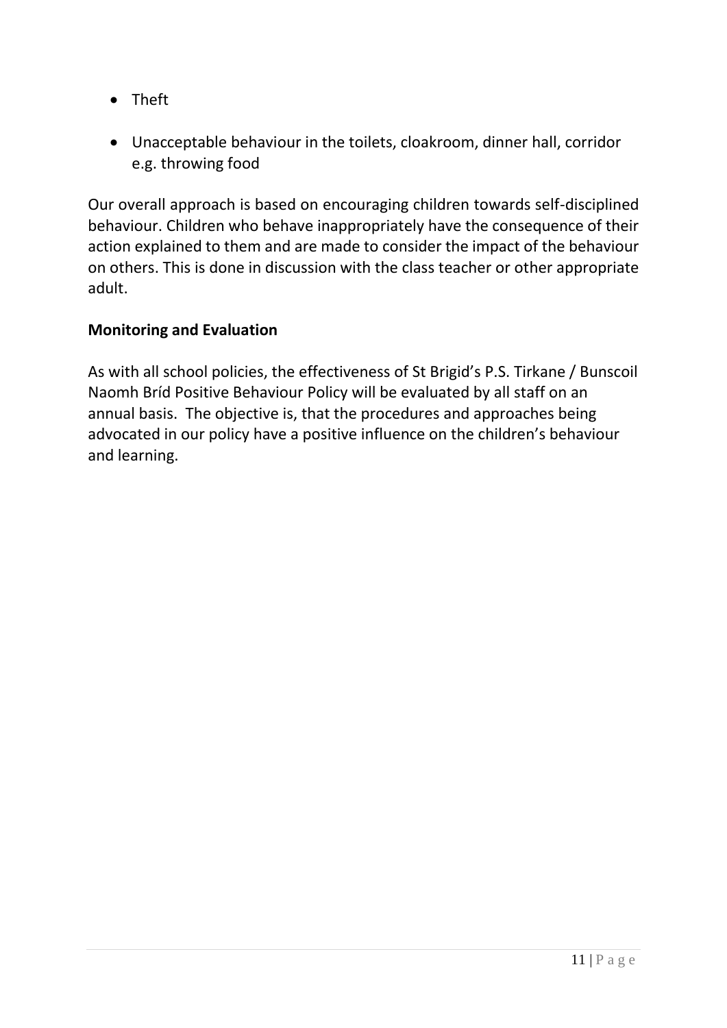- Theft
- Unacceptable behaviour in the toilets, cloakroom, dinner hall, corridor e.g. throwing food

Our overall approach is based on encouraging children towards self-disciplined behaviour. Children who behave inappropriately have the consequence of their action explained to them and are made to consider the impact of the behaviour on others. This is done in discussion with the class teacher or other appropriate adult.

**Monitoring and Evaluation**

As with all school policies, the effectiveness of St Brigid's P.S. Tirkane / Bunscoil Naomh Bríd Positive Behaviour Policy will be evaluated by all staff on an annual basis. The objective is, that the procedures and approaches being advocated in our policy have a positive influence on the children's behaviour and learning.